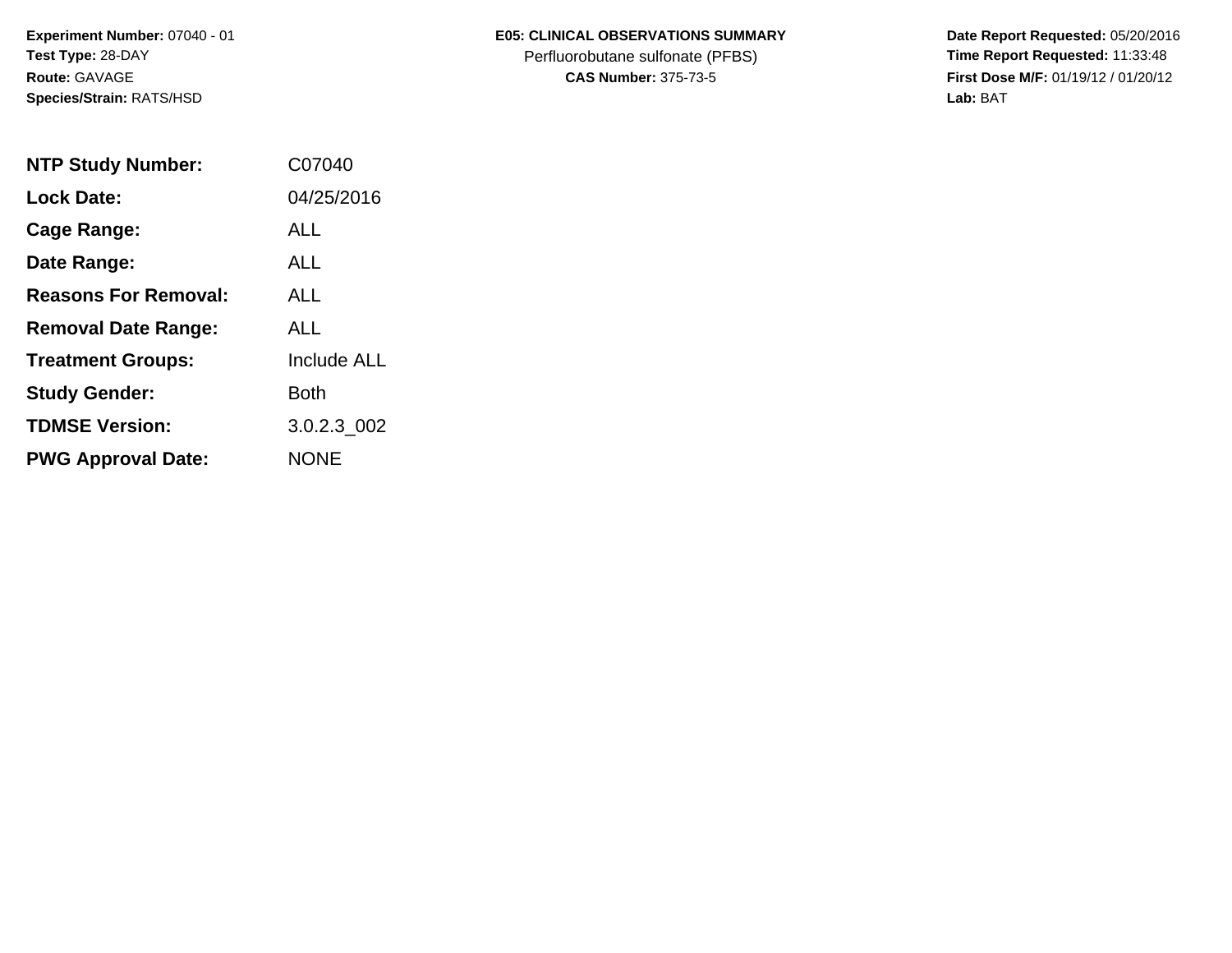**Experiment Number:** 07040 - 01
**Test Type:** 28-DAY
**Route:** GAVAGE
**Species/Strain:** RATS/HSD

**E05: CLINICAL OBSERVATIONS SUMMARY**
Perfluorobutane sulfonate (PFBS)
**CAS Number:** 375-73-5

**Date Report Requested:** 05/20/2016
**Time Report Requested:** 11:33:48
**First Dose M/F:** 01/19/12 / 01/20/12
**Lab:** BAT

| | |
|---|---|
| **NTP Study Number:** | C07040 |
| **Lock Date:** | 04/25/2016 |
| **Cage Range:** | ALL |
| **Date Range:** | ALL |
| **Reasons For Removal:** | ALL |
| **Removal Date Range:** | ALL |
| **Treatment Groups:** | Include ALL |
| **Study Gender:** | Both |
| **TDMSE Version:** | 3.0.2.3_002 |
| **PWG Approval Date:** | NONE |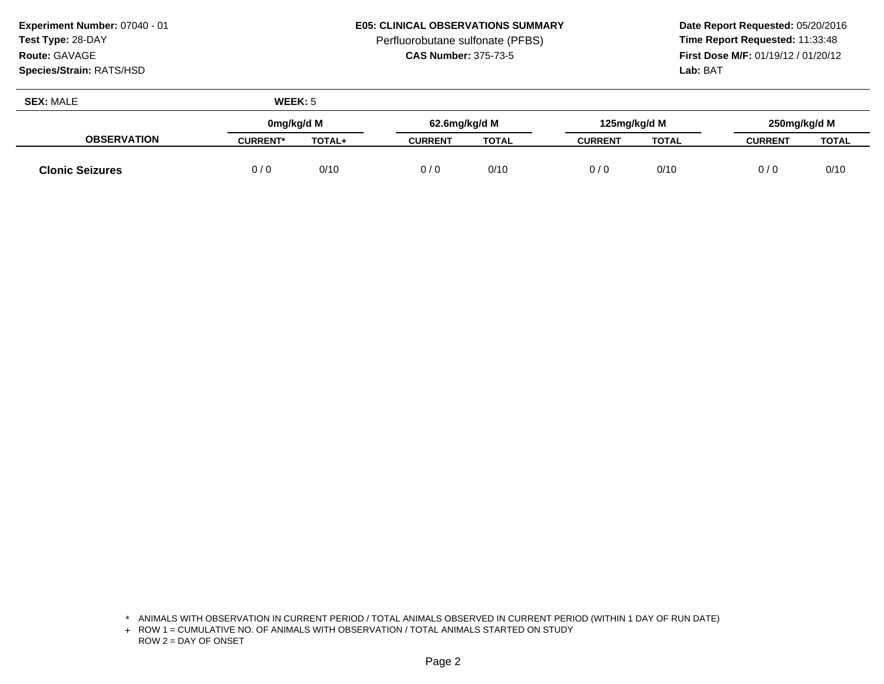**Experiment Number:** 07040 - 01
**Test Type:** 28-DAY
**Route:** GAVAGE
**Species/Strain:** RATS/HSD

**E05: CLINICAL OBSERVATIONS SUMMARY**
Perfluorobutane sulfonate (PFBS)
**CAS Number:** 375-73-5

**Date Report Requested:** 05/20/2016
**Time Report Requested:** 11:33:48
**First Dose M/F:** 01/19/12 / 01/20/12
**Lab:** BAT

**SEX:** MALE **WEEK:** 5

| | 0mg/kg/d M | | 62.6mg/kg/d M | | 125mg/kg/d M | | 250mg/kg/d M | |
|---|---|---|---|---|---|---|---|---|
| **OBSERVATION** | **CURRENT*** | **TOTAL+** | **CURRENT** | **TOTAL** | **CURRENT** | **TOTAL** | **CURRENT** | **TOTAL** |
| **Clonic Seizures** | 0 / 0 | 0/10 | 0 / 0 | 0/10 | 0 / 0 | 0/10 | 0 / 0 | 0/10 |

\* ANIMALS WITH OBSERVATION IN CURRENT PERIOD / TOTAL ANIMALS OBSERVED IN CURRENT PERIOD (WITHIN 1 DAY OF RUN DATE)
\+ ROW 1 = CUMULATIVE NO. OF ANIMALS WITH OBSERVATION / TOTAL ANIMALS STARTED ON STUDY
ROW 2 = DAY OF ONSET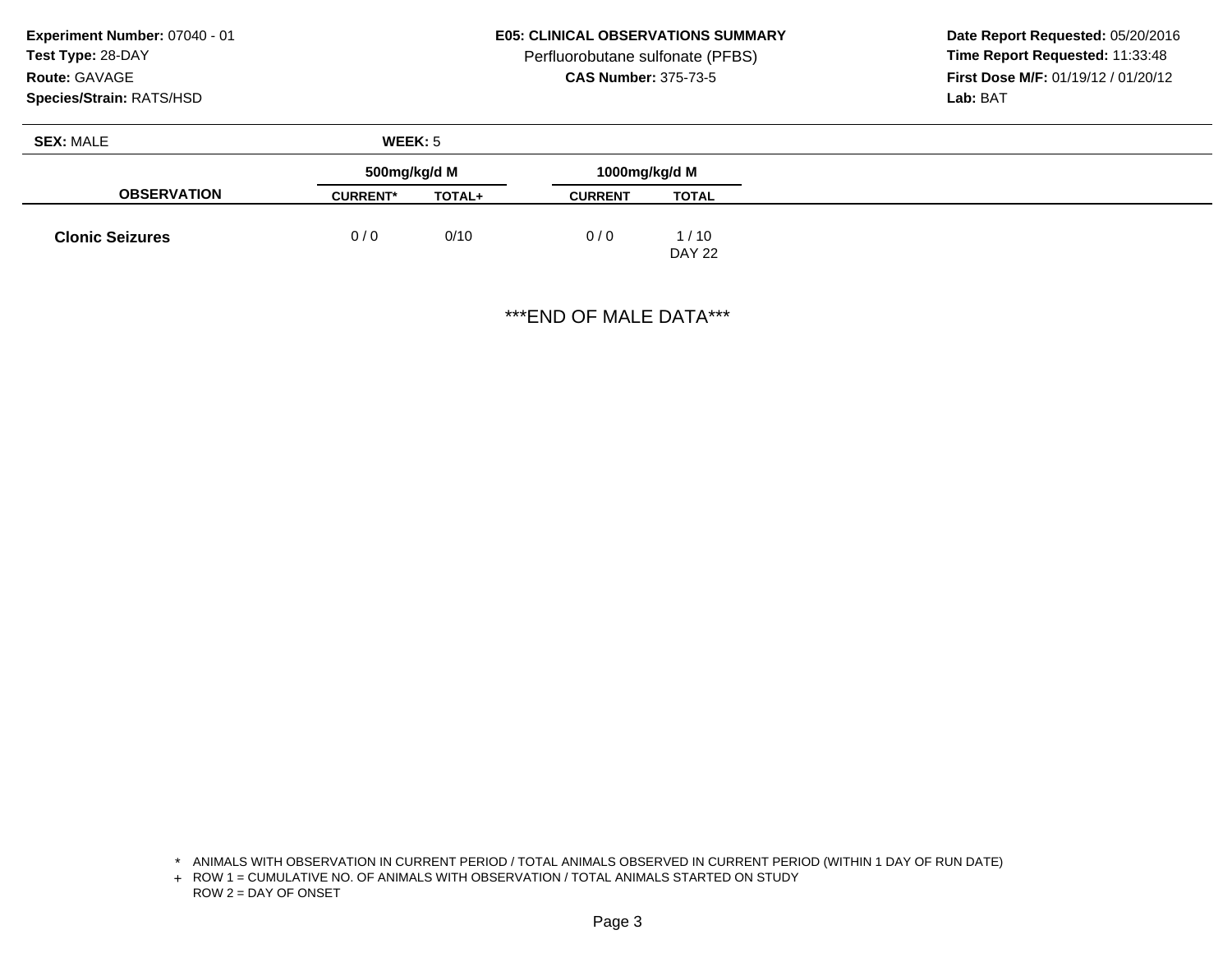**Experiment Number:** 07040 - 01
**Test Type:** 28-DAY
**Route:** GAVAGE
**Species/Strain:** RATS/HSD

**E05: CLINICAL OBSERVATIONS SUMMARY**
Perfluorobutane sulfonate (PFBS)
**CAS Number:** 375-73-5

**Date Report Requested:** 05/20/2016
**Time Report Requested:** 11:33:48
**First Dose M/F:** 01/19/12 / 01/20/12
**Lab:** BAT

**SEX:** MALE **WEEK:** 5

| OBSERVATION | 500mg/kg/d M | | 1000mg/kg/d M | |
|---|---|---|---|---|
| | CURRENT* | TOTAL+ | CURRENT | TOTAL |
| **Clonic Seizures** | 0 / 0 | 0/10 | 0 / 0 | 1 / 10<br>DAY 22 |

***END OF MALE DATA***

\* ANIMALS WITH OBSERVATION IN CURRENT PERIOD / TOTAL ANIMALS OBSERVED IN CURRENT PERIOD (WITHIN 1 DAY OF RUN DATE)
\+ ROW 1 = CUMULATIVE NO. OF ANIMALS WITH OBSERVATION / TOTAL ANIMALS STARTED ON STUDY
ROW 2 = DAY OF ONSET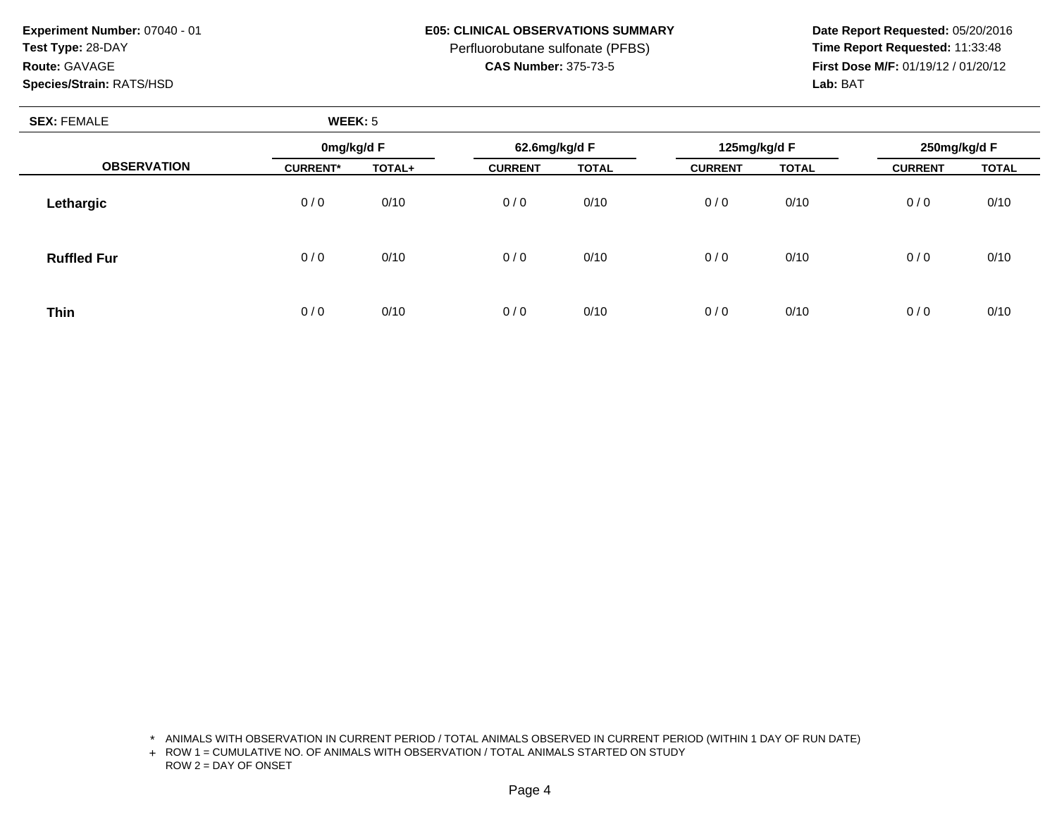**Experiment Number:** 07040 - 01
**Test Type:** 28-DAY
**Route:** GAVAGE
**Species/Strain:** RATS/HSD

**E05: CLINICAL OBSERVATIONS SUMMARY**
Perfluorobutane sulfonate (PFBS)
**CAS Number:** 375-73-5

**Date Report Requested:** 05/20/2016
**Time Report Requested:** 11:33:48
**First Dose M/F:** 01/19/12 / 01/20/12
**Lab:** BAT

**SEX:** FEMALE **WEEK:** 5

| OBSERVATION | 0mg/kg/d F | | 62.6mg/kg/d F | | 125mg/kg/d F | | 250mg/kg/d F | |
|---|---|---|---|---|---|---|---|---|
| | CURRENT* | TOTAL+ | CURRENT | TOTAL | CURRENT | TOTAL | CURRENT | TOTAL |
| **Lethargic** | 0 / 0 | 0/10 | 0 / 0 | 0/10 | 0 / 0 | 0/10 | 0 / 0 | 0/10 |
| **Ruffled Fur** | 0 / 0 | 0/10 | 0 / 0 | 0/10 | 0 / 0 | 0/10 | 0 / 0 | 0/10 |
| **Thin** | 0 / 0 | 0/10 | 0 / 0 | 0/10 | 0 / 0 | 0/10 | 0 / 0 | 0/10 |

\* ANIMALS WITH OBSERVATION IN CURRENT PERIOD / TOTAL ANIMALS OBSERVED IN CURRENT PERIOD (WITHIN 1 DAY OF RUN DATE)
\+ ROW 1 = CUMULATIVE NO. OF ANIMALS WITH OBSERVATION / TOTAL ANIMALS STARTED ON STUDY
ROW 2 = DAY OF ONSET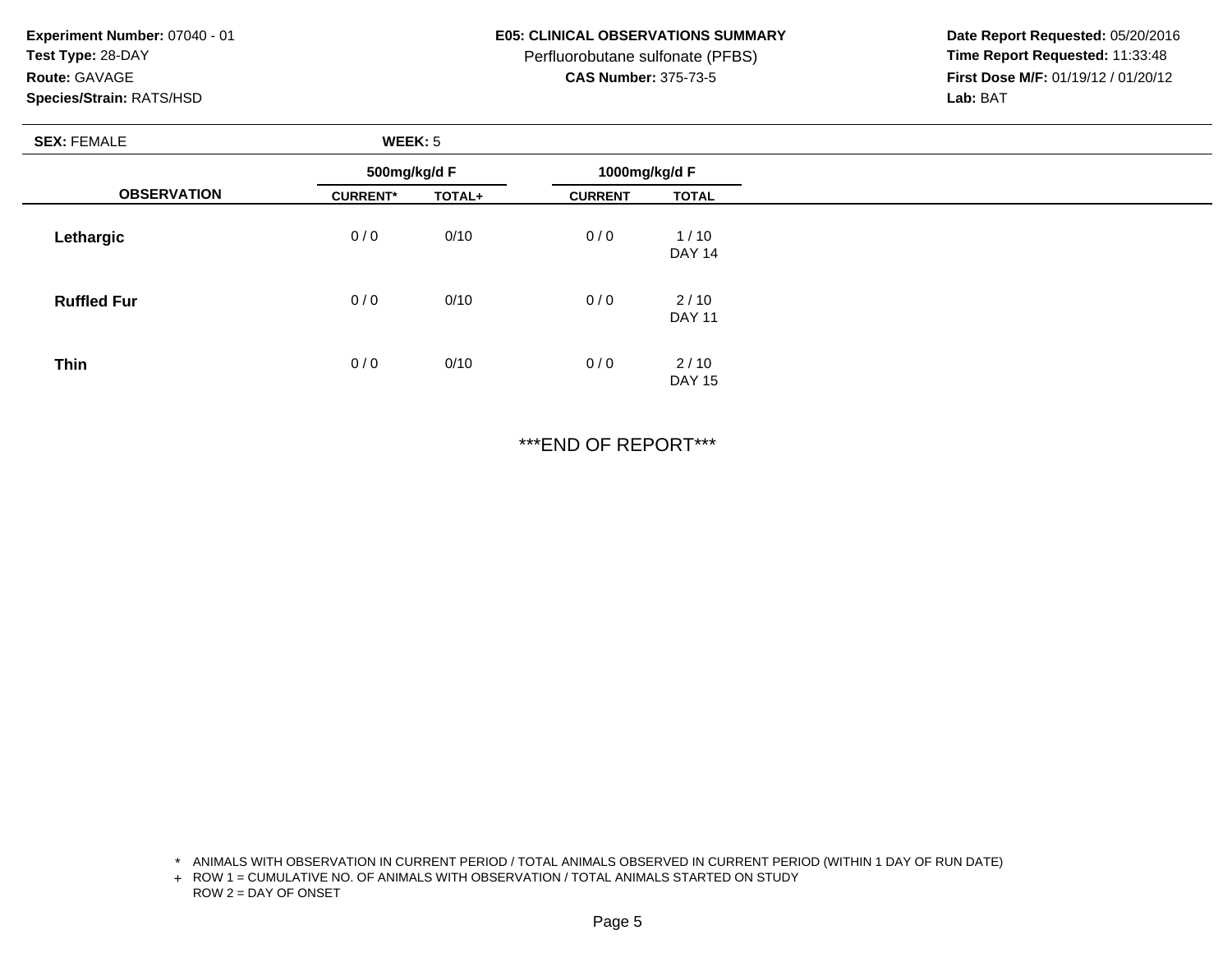**Experiment Number:** 07040 - 01
**Test Type:** 28-DAY
**Route:** GAVAGE
**Species/Strain:** RATS/HSD

**E05: CLINICAL OBSERVATIONS SUMMARY**
Perfluorobutane sulfonate (PFBS)
**CAS Number:** 375-73-5

**Date Report Requested:** 05/20/2016
**Time Report Requested:** 11:33:48
**First Dose M/F:** 01/19/12 / 01/20/12
**Lab:** BAT

**SEX:** FEMALE **WEEK:** 5

| OBSERVATION | 500mg/kg/d F | | 1000mg/kg/d F | |
|---|---|---|---|---|
| | CURRENT* | TOTAL+ | CURRENT | TOTAL |
| Lethargic | 0 / 0 | 0/10 | 0 / 0 | 1 / 10<br>DAY 14 |
| Ruffled Fur | 0 / 0 | 0/10 | 0 / 0 | 2 / 10<br>DAY 11 |
| Thin | 0 / 0 | 0/10 | 0 / 0 | 2 / 10<br>DAY 15 |

***END OF REPORT***

\* ANIMALS WITH OBSERVATION IN CURRENT PERIOD / TOTAL ANIMALS OBSERVED IN CURRENT PERIOD (WITHIN 1 DAY OF RUN DATE)
+ ROW 1 = CUMULATIVE NO. OF ANIMALS WITH OBSERVATION / TOTAL ANIMALS STARTED ON STUDY
ROW 2 = DAY OF ONSET